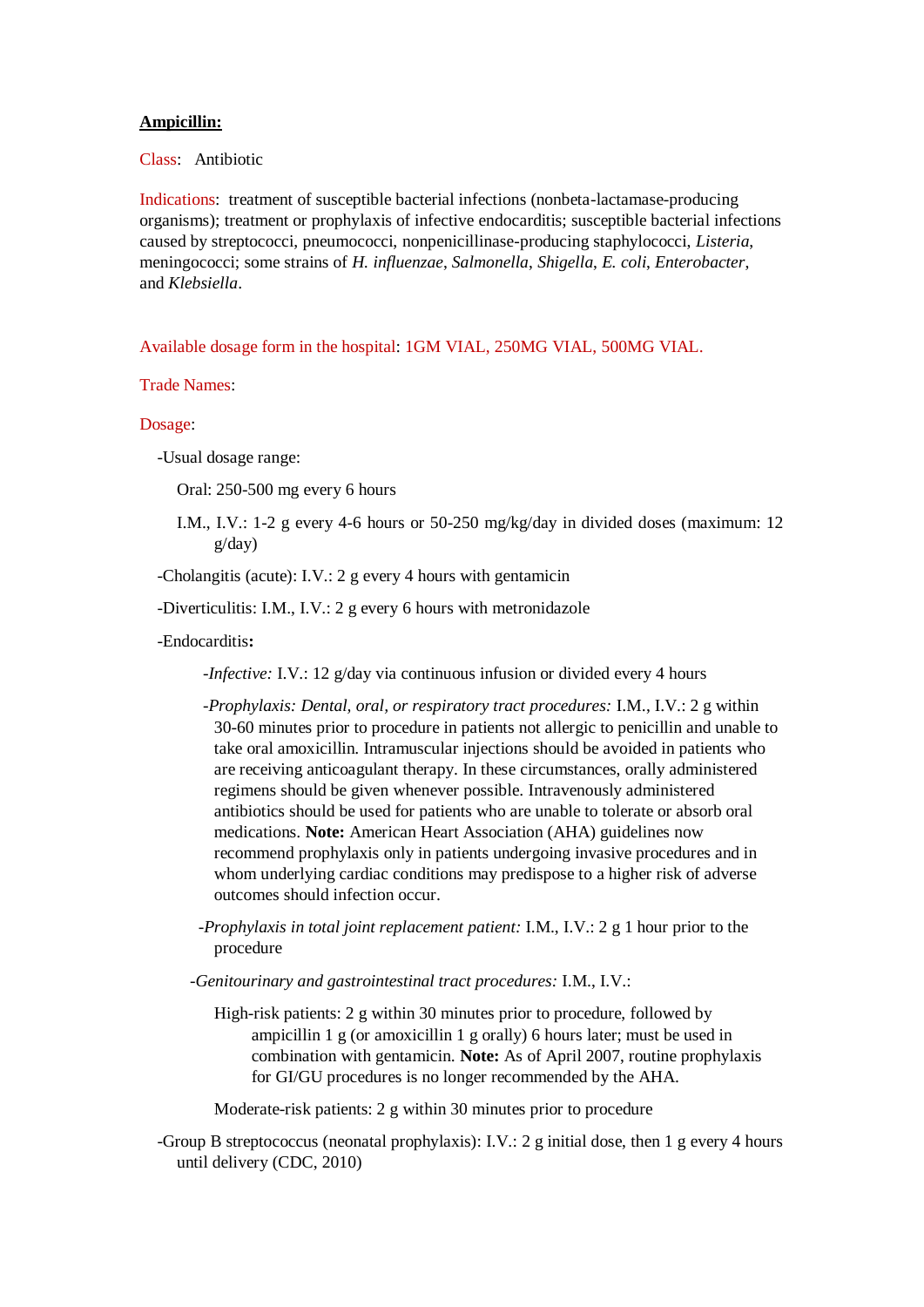**Ampicillin:**

Class: Antibiotic

Indications: treatment of susceptible bacterial infections (nonbeta-lactamase-producing organisms); treatment or prophylaxis of infective endocarditis; susceptible bacterial infections caused by streptococci, pneumococci, nonpenicillinase-producing staphylococci, *Listeria*, meningococci; some strains of *H. influenzae*, *Salmonella*, *Shigella*, *E. coli*, *Enterobacter*, and *Klebsiella*.

Available dosage form in the hospital: 1GM VIAL, 250MG VIAL, 500MG VIAL.

Trade Names:

Dosage:

- Usual dosage range:
  - Oral: 250-500 mg every 6 hours
  - I.M., I.V.: 1-2 g every 4-6 hours or 50-250 mg/kg/day in divided doses (maximum: 12 g/day)
- Cholangitis (acute): I.V.: 2 g every 4 hours with gentamicin
- Diverticulitis: I.M., I.V.: 2 g every 6 hours with metronidazole
- Endocarditis**:**
  - *Infective:* I.V.: 12 g/day via continuous infusion or divided every 4 hours
  - *Prophylaxis: Dental, oral, or respiratory tract procedures:* I.M., I.V.: 2 g within 30-60 minutes prior to procedure in patients not allergic to penicillin and unable to take oral amoxicillin. Intramuscular injections should be avoided in patients who are receiving anticoagulant therapy. In these circumstances, orally administered regimens should be given whenever possible. Intravenously administered antibiotics should be used for patients who are unable to tolerate or absorb oral medications. **Note:** American Heart Association (AHA) guidelines now recommend prophylaxis only in patients undergoing invasive procedures and in whom underlying cardiac conditions may predispose to a higher risk of adverse outcomes should infection occur.
  - *Prophylaxis in total joint replacement patient:* I.M., I.V.: 2 g 1 hour prior to the procedure
  - *Genitourinary and gastrointestinal tract procedures:* I.M., I.V.:
    - High-risk patients: 2 g within 30 minutes prior to procedure, followed by ampicillin 1 g (or amoxicillin 1 g orally) 6 hours later; must be used in combination with gentamicin. **Note:** As of April 2007, routine prophylaxis for GI/GU procedures is no longer recommended by the AHA.
    - Moderate-risk patients: 2 g within 30 minutes prior to procedure
- Group B streptococcus (neonatal prophylaxis): I.V.: 2 g initial dose, then 1 g every 4 hours until delivery (CDC, 2010)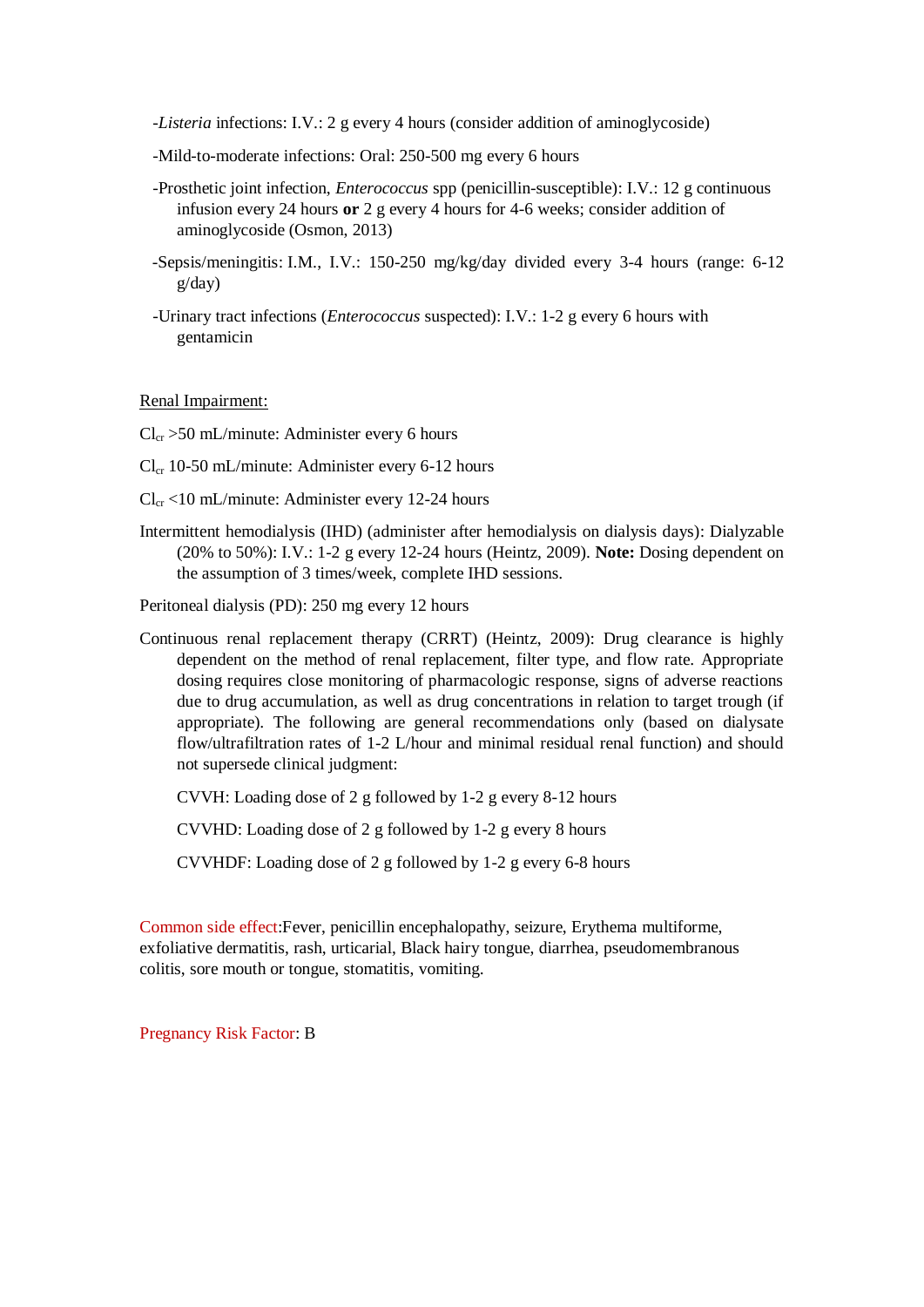-*Listeria* infections: I.V.: 2 g every 4 hours (consider addition of aminoglycoside)

-Mild-to-moderate infections: Oral: 250-500 mg every 6 hours

-Prosthetic joint infection, *Enterococcus* spp (penicillin-susceptible): I.V.: 12 g continuous infusion every 24 hours **or** 2 g every 4 hours for 4-6 weeks; consider addition of aminoglycoside (Osmon, 2013)

-Sepsis/meningitis: I.M., I.V.: 150-250 mg/kg/day divided every 3-4 hours (range: 6-12 g/day)

-Urinary tract infections (*Enterococcus* suspected): I.V.: 1-2 g every 6 hours with gentamicin

<u>Renal Impairment:</u>

$Cl_{cr}$ >50 mL/minute: Administer every 6 hours

$Cl_{cr}$ 10-50 mL/minute: Administer every 6-12 hours

$Cl_{cr}$ <10 mL/minute: Administer every 12-24 hours

Intermittent hemodialysis (IHD) (administer after hemodialysis on dialysis days): Dialyzable (20% to 50%): I.V.: 1-2 g every 12-24 hours (Heintz, 2009). **Note:** Dosing dependent on the assumption of 3 times/week, complete IHD sessions.

Peritoneal dialysis (PD): 250 mg every 12 hours

Continuous renal replacement therapy (CRRT) (Heintz, 2009): Drug clearance is highly dependent on the method of renal replacement, filter type, and flow rate. Appropriate dosing requires close monitoring of pharmacologic response, signs of adverse reactions due to drug accumulation, as well as drug concentrations in relation to target trough (if appropriate). The following are general recommendations only (based on dialysate flow/ultrafiltration rates of 1-2 L/hour and minimal residual renal function) and should not supersede clinical judgment:

CVVH: Loading dose of 2 g followed by 1-2 g every 8-12 hours

CVVHD: Loading dose of 2 g followed by 1-2 g every 8 hours

CVVHDF: Loading dose of 2 g followed by 1-2 g every 6-8 hours

Common side effect:Fever, penicillin encephalopathy, seizure, Erythema multiforme, exfoliative dermatitis, rash, urticarial, Black hairy tongue, diarrhea, pseudomembranous colitis, sore mouth or tongue, stomatitis, vomiting.

Pregnancy Risk Factor: B